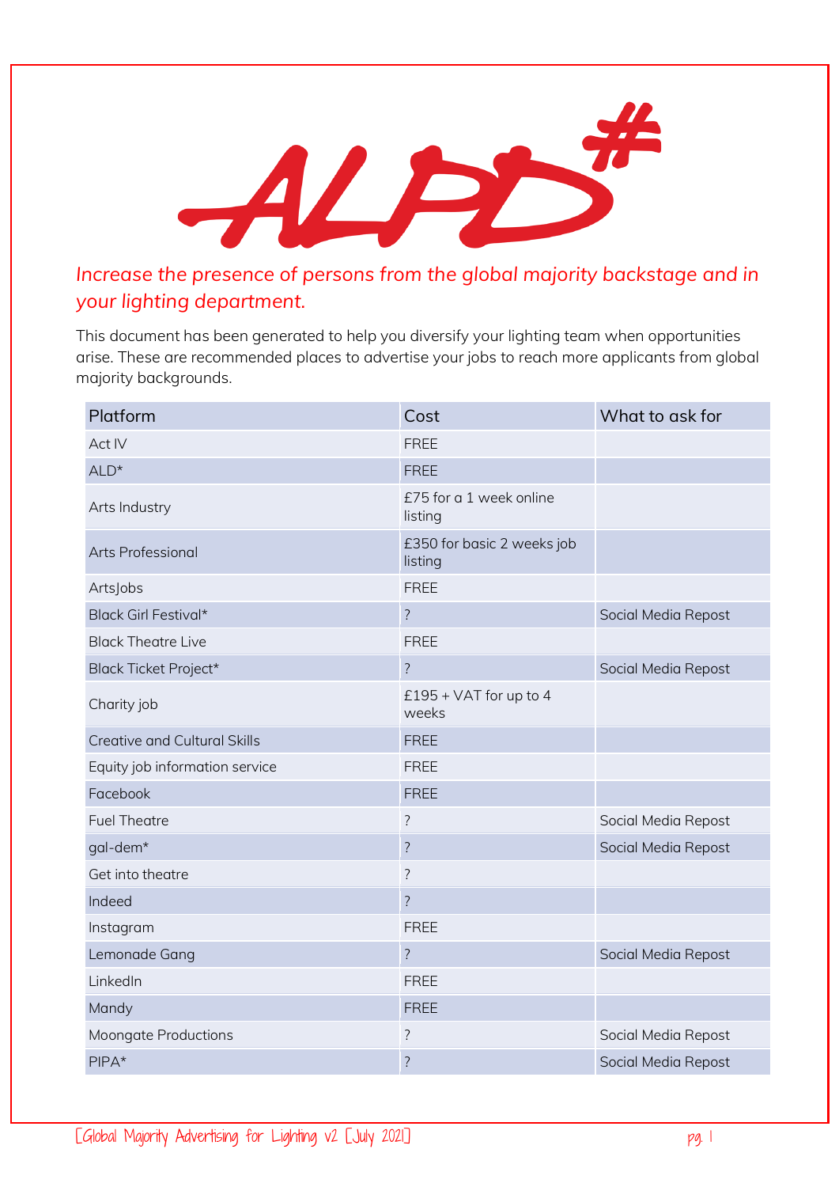# ALD#

*Increase the presence of persons from the global majority backstage and in your lighting department.*

This document has been generated to help you diversify your lighting team when opportunities arise. These are recommended places to advertise your jobs to reach more applicants from global majority backgrounds.

| Platform | Cost | What to ask for |
|---|---|---|
| Act IV | FREE | |
| ALD* | FREE | |
| Arts Industry | £75 for a 1 week online listing | |
| Arts Professional | £350 for basic 2 weeks job listing | |
| ArtsJobs | FREE | |
| Black Girl Festival* | ? | Social Media Repost |
| Black Theatre Live | FREE | |
| Black Ticket Project* | ? | Social Media Repost |
| Charity job | £195 + VAT for up to 4 weeks | |
| Creative and Cultural Skills | FREE | |
| Equity job information service | FREE | |
| Facebook | FREE | |
| Fuel Theatre | ? | Social Media Repost |
| gal-dem* | ? | Social Media Repost |
| Get into theatre | ? | |
| Indeed | ? | |
| Instagram | FREE | |
| Lemonade Gang | ? | Social Media Repost |
| LinkedIn | FREE | |
| Mandy | FREE | |
| Moongate Productions | ? | Social Media Repost |
| PIPA* | ? | Social Media Repost |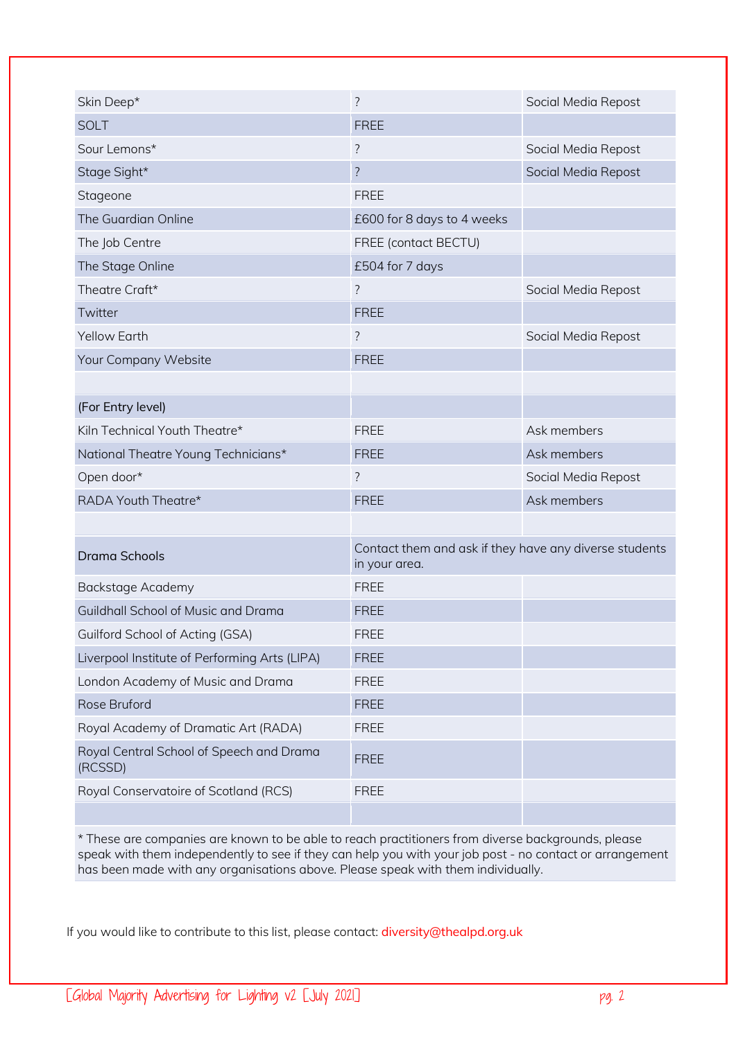| | | |
|---|---|---|
| Skin Deep* | ? | Social Media Repost |
| SOLT | FREE | |
| Sour Lemons* | ? | Social Media Repost |
| Stage Sight* | ? | Social Media Repost |
| Stageone | FREE | |
| The Guardian Online | £600 for 8 days to 4 weeks | |
| The Job Centre | FREE (contact BECTU) | |
| The Stage Online | £504 for 7 days | |
| Theatre Craft* | ? | Social Media Repost |
| Twitter | FREE | |
| Yellow Earth | ? | Social Media Repost |
| Your Company Website | FREE | |
| | | |
| (For Entry level) | | |
| Kiln Technical Youth Theatre* | FREE | Ask members |
| National Theatre Young Technicians* | FREE | Ask members |
| Open door* | ? | Social Media Repost |
| RADA Youth Theatre* | FREE | Ask members |
| | | |
| Drama Schools | Contact them and ask if they have any diverse students in your area. | |
| Backstage Academy | FREE | |
| Guildhall School of Music and Drama | FREE | |
| Guilford School of Acting (GSA) | FREE | |
| Liverpool Institute of Performing Arts (LIPA) | FREE | |
| London Academy of Music and Drama | FREE | |
| Rose Bruford | FREE | |
| Royal Academy of Dramatic Art (RADA) | FREE | |
| Royal Central School of Speech and Drama (RCSSD) | FREE | |
| Royal Conservatoire of Scotland (RCS) | FREE | |
| | | |

* These are companies are known to be able to reach practitioners from diverse backgrounds, please speak with them independently to see if they can help you with your job post - no contact or arrangement has been made with any organisations above. Please speak with them individually.

If you would like to contribute to this list, please contact: diversity@thealpd.org.uk